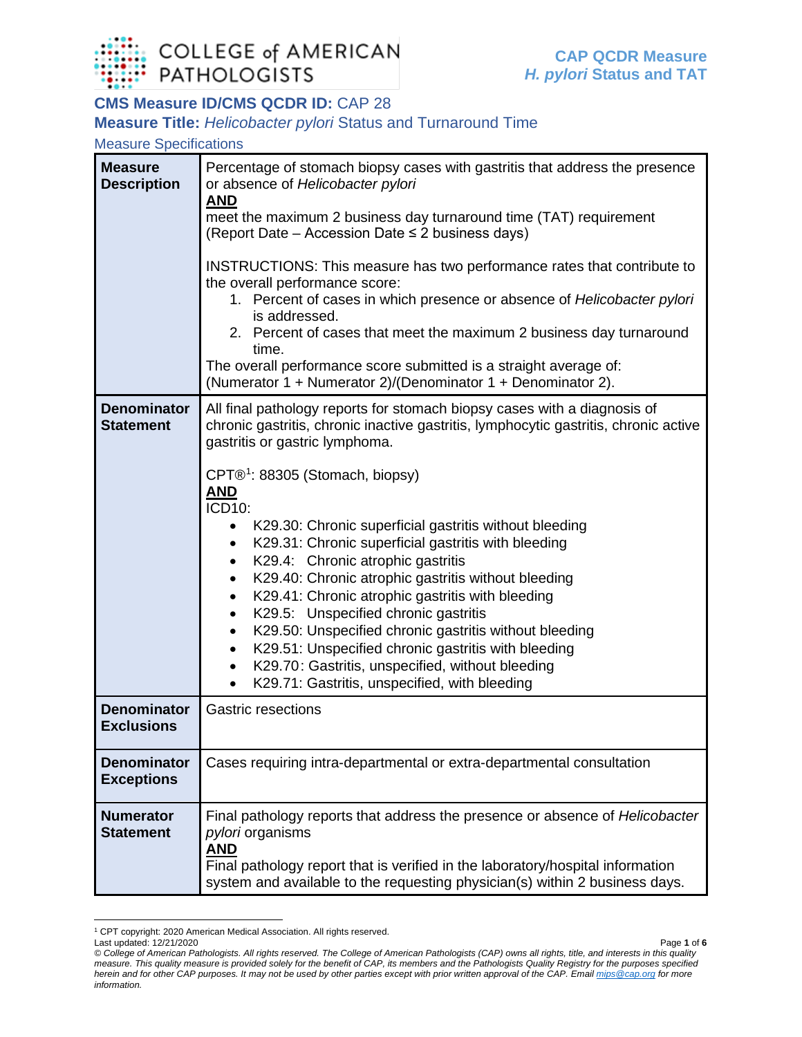**CMS Measure ID/CMS QCDR ID:** CAP 28

**Measure Title:** *Helicobacter pylori* Status and Turnaround Time

Measure Specifications

| | |
|---|---|
| **Measure Description** | Percentage of stomach biopsy cases with gastritis that address the presence or absence of *Helicobacter pylori* <br> **AND** <br> meet the maximum 2 business day turnaround time (TAT) requirement (Report Date – Accession Date ≤ 2 business days) <br><br> INSTRUCTIONS: This measure has two performance rates that contribute to the overall performance score: <br> 1. Percent of cases in which presence or absence of *Helicobacter pylori* is addressed. <br> 2. Percent of cases that meet the maximum 2 business day turnaround time. <br> The overall performance score submitted is a straight average of: (Numerator 1 + Numerator 2)/(Denominator 1 + Denominator 2). |
| **Denominator Statement** | All final pathology reports for stomach biopsy cases with a diagnosis of chronic gastritis, chronic inactive gastritis, lymphocytic gastritis, chronic active gastritis or gastric lymphoma. <br><br> CPT®[1]: 88305 (Stomach, biopsy) <br> **AND** <br> ICD10: <br> • K29.30: Chronic superficial gastritis without bleeding <br> • K29.31: Chronic superficial gastritis with bleeding <br> • K29.4: Chronic atrophic gastritis <br> • K29.40: Chronic atrophic gastritis without bleeding <br> • K29.41: Chronic atrophic gastritis with bleeding <br> • K29.5: Unspecified chronic gastritis <br> • K29.50: Unspecified chronic gastritis without bleeding <br> • K29.51: Unspecified chronic gastritis with bleeding <br> • K29.70: Gastritis, unspecified, without bleeding <br> • K29.71: Gastritis, unspecified, with bleeding |
| **Denominator Exclusions** | Gastric resections |
| **Denominator Exceptions** | Cases requiring intra-departmental or extra-departmental consultation |
| **Numerator Statement** | Final pathology reports that address the presence or absence of *Helicobacter pylori* organisms <br> **AND** <br> Final pathology report that is verified in the laboratory/hospital information system and available to the requesting physician(s) within 2 business days. |

[1] CPT copyright: 2020 American Medical Association. All rights reserved.

Last updated: 12/21/2020

*© College of American Pathologists. All rights reserved. The College of American Pathologists (CAP) owns all rights, title, and interests in this quality measure. This quality measure is provided solely for the benefit of CAP, its members and the Pathologists Quality Registry for the purposes specified herein and for other CAP purposes. It may not be used by other parties except with prior written approval of the CAP. Email mips@cap.org for more information.*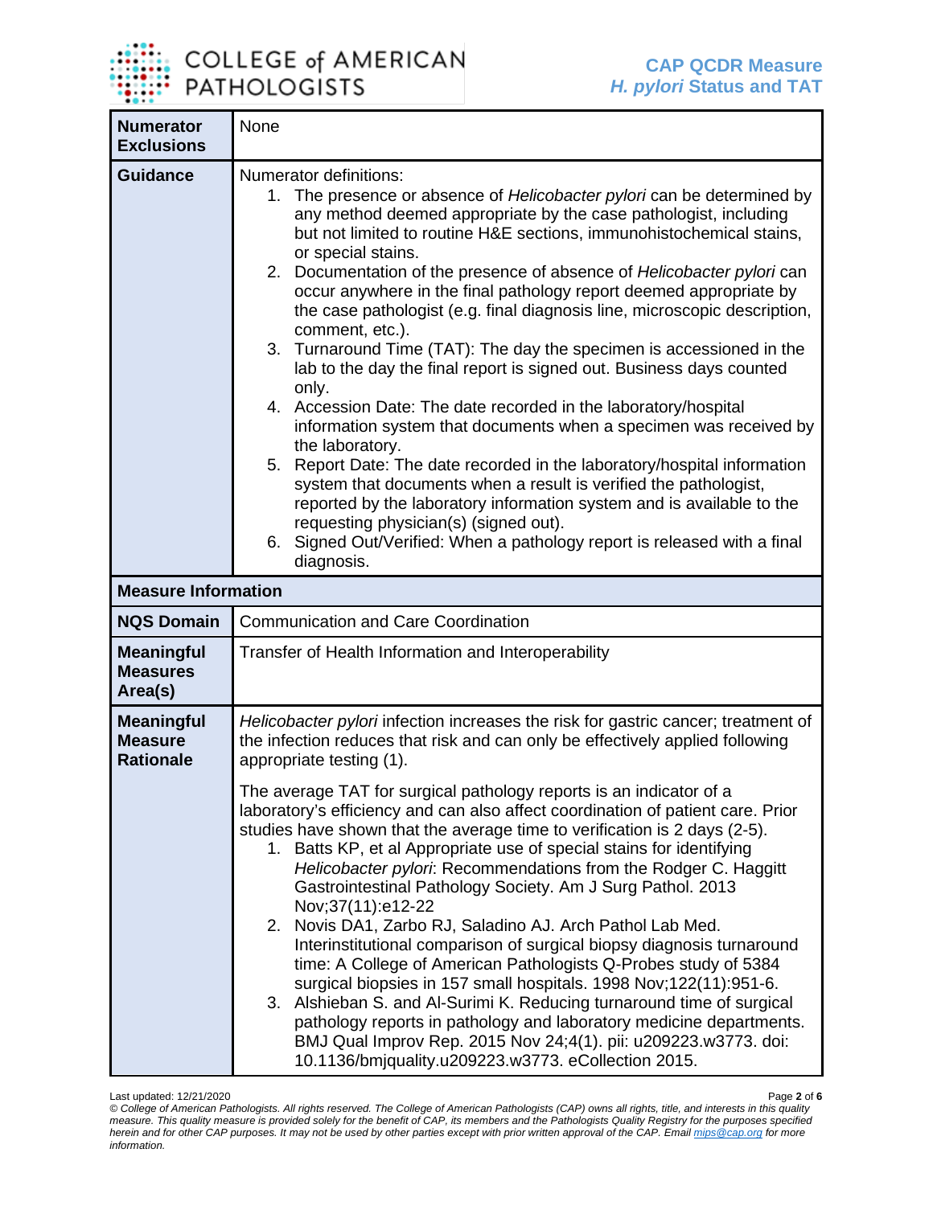| | |
|---|---|
| **Numerator Exclusions** | None |
| **Guidance** | Numerator definitions:<br>1. The presence or absence of *Helicobacter pylori* can be determined by any method deemed appropriate by the case pathologist, including but not limited to routine H&E sections, immunohistochemical stains, or special stains.<br>2. Documentation of the presence of absence of *Helicobacter pylori* can occur anywhere in the final pathology report deemed appropriate by the case pathologist (e.g. final diagnosis line, microscopic description, comment, etc.).<br>3. Turnaround Time (TAT): The day the specimen is accessioned in the lab to the day the final report is signed out. Business days counted only.<br>4. Accession Date: The date recorded in the laboratory/hospital information system that documents when a specimen was received by the laboratory.<br>5. Report Date: The date recorded in the laboratory/hospital information system that documents when a result is verified the pathologist, reported by the laboratory information system and is available to the requesting physician(s) (signed out).<br>6. Signed Out/Verified: When a pathology report is released with a final diagnosis. |
| **Measure Information** | |
| **NQS Domain** | Communication and Care Coordination |
| **Meaningful Measures Area(s)** | Transfer of Health Information and Interoperability |
| **Meaningful Measure Rationale** | *Helicobacter pylori* infection increases the risk for gastric cancer; treatment of the infection reduces that risk and can only be effectively applied following appropriate testing (1).<br><br>The average TAT for surgical pathology reports is an indicator of a laboratory's efficiency and can also affect coordination of patient care. Prior studies have shown that the average time to verification is 2 days (2-5).<br>1. Batts KP, et al Appropriate use of special stains for identifying *Helicobacter pylori*: Recommendations from the Rodger C. Haggitt Gastrointestinal Pathology Society. Am J Surg Pathol. 2013 Nov;37(11):e12-22<br>2. Novis DA1, Zarbo RJ, Saladino AJ. Arch Pathol Lab Med. Interinstitutional comparison of surgical biopsy diagnosis turnaround time: A College of American Pathologists Q-Probes study of 5384 surgical biopsies in 157 small hospitals. 1998 Nov;122(11):951-6.<br>3. Alshieban S. and Al-Surimi K. Reducing turnaround time of surgical pathology reports in pathology and laboratory medicine departments. BMJ Qual Improv Rep. 2015 Nov 24;4(1). pii: u209223.w3773. doi: 10.1136/bmjquality.u209223.w3773. eCollection 2015. |

Last updated: 12/21/2020

*© College of American Pathologists. All rights reserved. The College of American Pathologists (CAP) owns all rights, title, and interests in this quality measure. This quality measure is provided solely for the benefit of CAP, its members and the Pathologists Quality Registry for the purposes specified herein and for other CAP purposes. It may not be used by other parties except with prior written approval of the CAP. Email mips@cap.org for more information.*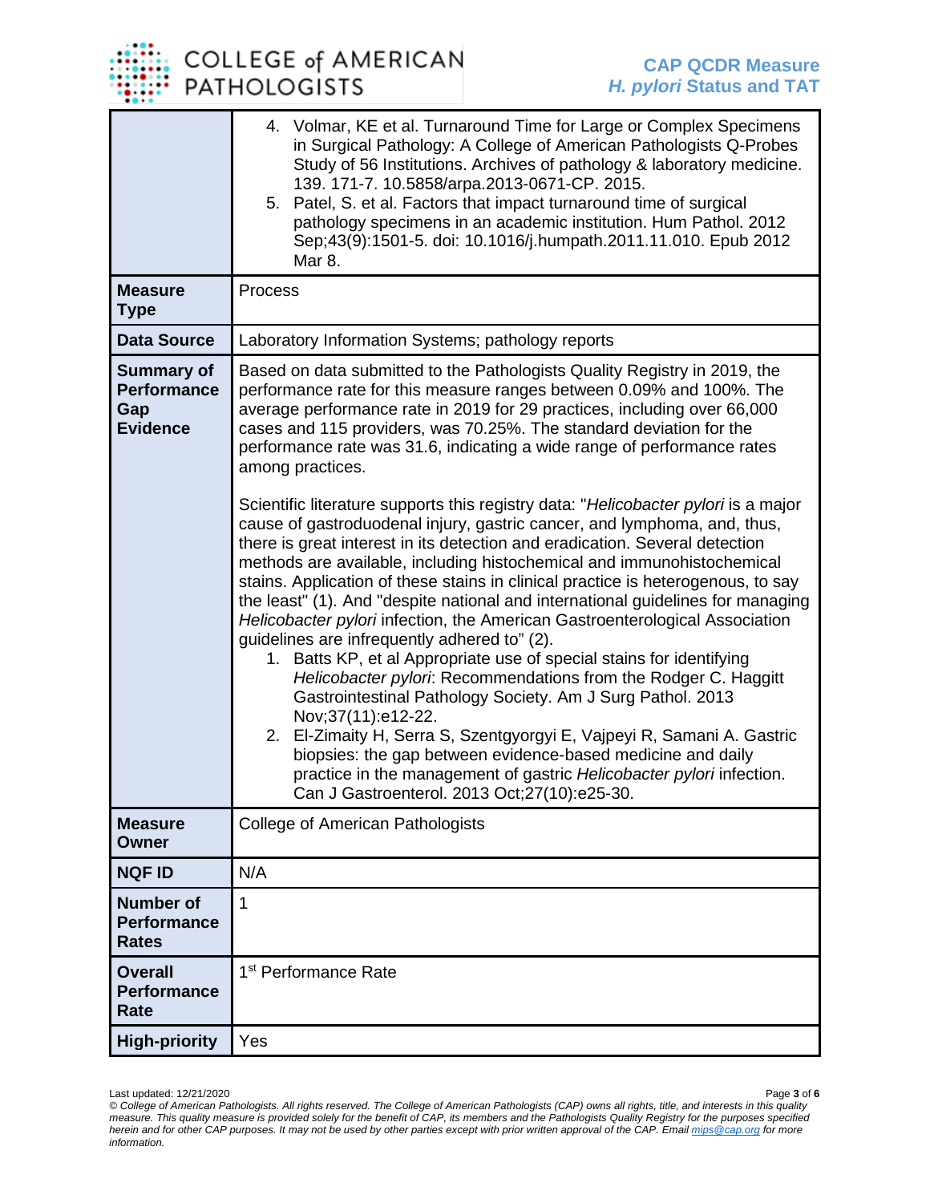| | |
|---|---|
| | 4. Volmar, KE et al. Turnaround Time for Large or Complex Specimens in Surgical Pathology: A College of American Pathologists Q-Probes Study of 56 Institutions. Archives of pathology & laboratory medicine. 139. 171-7. 10.5858/arpa.2013-0671-CP. 2015.<br>5. Patel, S. et al. Factors that impact turnaround time of surgical pathology specimens in an academic institution. Hum Pathol. 2012 Sep;43(9):1501-5. doi: 10.1016/j.humpath.2011.11.010. Epub 2012 Mar 8. |
| **Measure Type** | Process |
| **Data Source** | Laboratory Information Systems; pathology reports |
| **Summary of Performance Gap Evidence** | Based on data submitted to the Pathologists Quality Registry in 2019, the performance rate for this measure ranges between 0.09% and 100%. The average performance rate in 2019 for 29 practices, including over 66,000 cases and 115 providers, was 70.25%. The standard deviation for the performance rate was 31.6, indicating a wide range of performance rates among practices.<br><br>Scientific literature supports this registry data: "*Helicobacter pylori* is a major cause of gastroduodenal injury, gastric cancer, and lymphoma, and, thus, there is great interest in its detection and eradication. Several detection methods are available, including histochemical and immunohistochemical stains. Application of these stains in clinical practice is heterogenous, to say the least" (1). And "despite national and international guidelines for managing *Helicobacter pylori* infection, the American Gastroenterological Association guidelines are infrequently adhered to" (2).<br>1. Batts KP, et al Appropriate use of special stains for identifying *Helicobacter pylori*: Recommendations from the Rodger C. Haggitt Gastrointestinal Pathology Society. Am J Surg Pathol. 2013 Nov;37(11):e12-22.<br>2. El-Zimaity H, Serra S, Szentgyorgyi E, Vajpeyi R, Samani A. Gastric biopsies: the gap between evidence-based medicine and daily practice in the management of gastric *Helicobacter pylori* infection. Can J Gastroenterol. 2013 Oct;27(10):e25-30. |
| **Measure Owner** | College of American Pathologists |
| **NQF ID** | N/A |
| **Number of Performance Rates** | 1 |
| **Overall Performance Rate** | 1st Performance Rate |
| **High-priority** | Yes |

Last updated: 12/21/2020

© College of American Pathologists. All rights reserved. The College of American Pathologists (CAP) owns all rights, title, and interests in this quality measure. This quality measure is provided solely for the benefit of CAP, its members and the Pathologists Quality Registry for the purposes specified herein and for other CAP purposes. It may not be used by other parties except with prior written approval of the CAP. Email mips@cap.org for more information.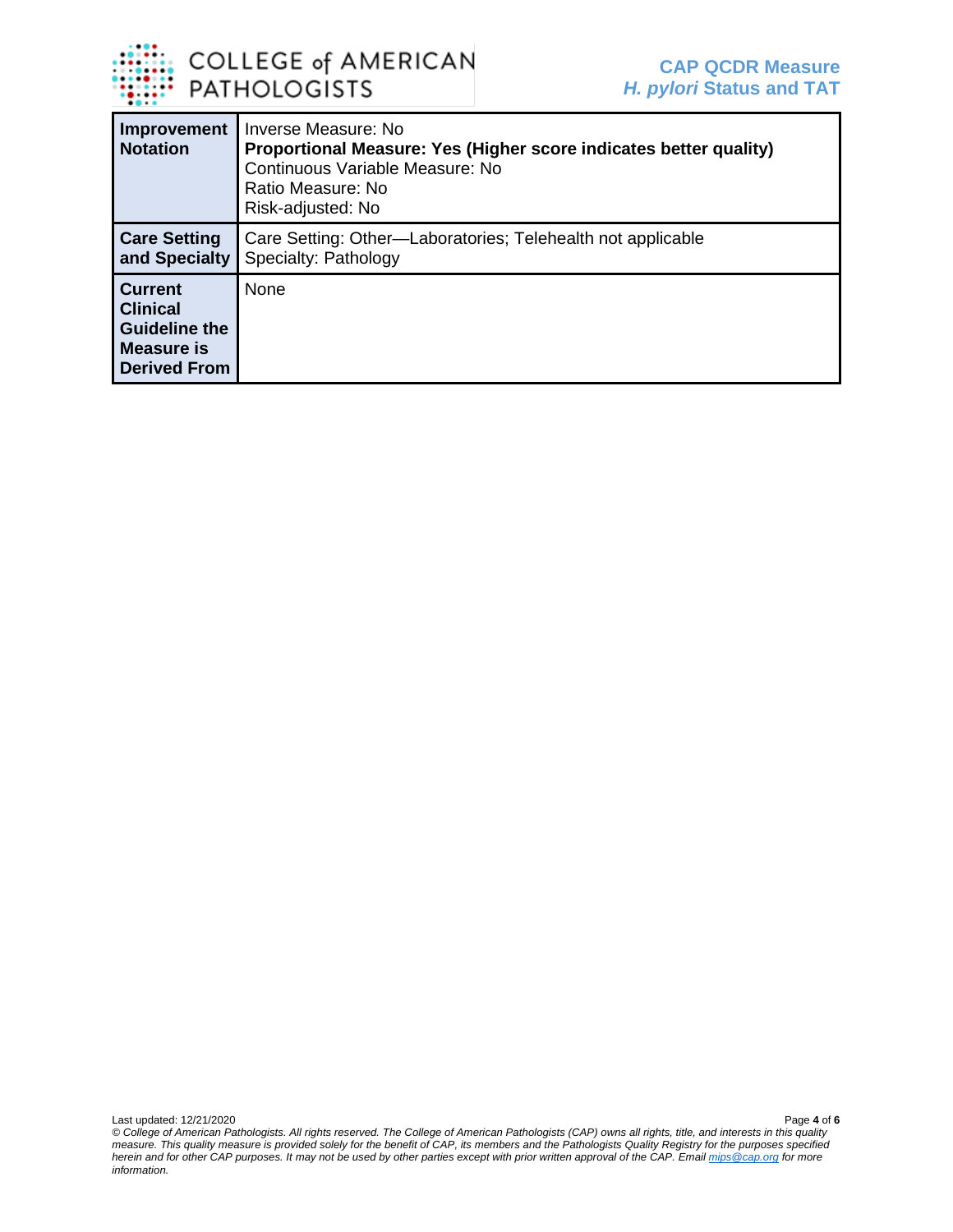| | |
|---|---|
| **Improvement Notation** | Inverse Measure: No<br>**Proportional Measure: Yes (Higher score indicates better quality)**<br>Continuous Variable Measure: No<br>Ratio Measure: No<br>Risk-adjusted: No |
| **Care Setting and Specialty** | Care Setting: Other—Laboratories; Telehealth not applicable<br>Specialty: Pathology |
| **Current Clinical Guideline the Measure is Derived From** | None |

Last updated: 12/21/2020

*© College of American Pathologists. All rights reserved. The College of American Pathologists (CAP) owns all rights, title, and interests in this quality measure. This quality measure is provided solely for the benefit of CAP, its members and the Pathologists Quality Registry for the purposes specified herein and for other CAP purposes. It may not be used by other parties except with prior written approval of the CAP. Email mips@cap.org for more information.*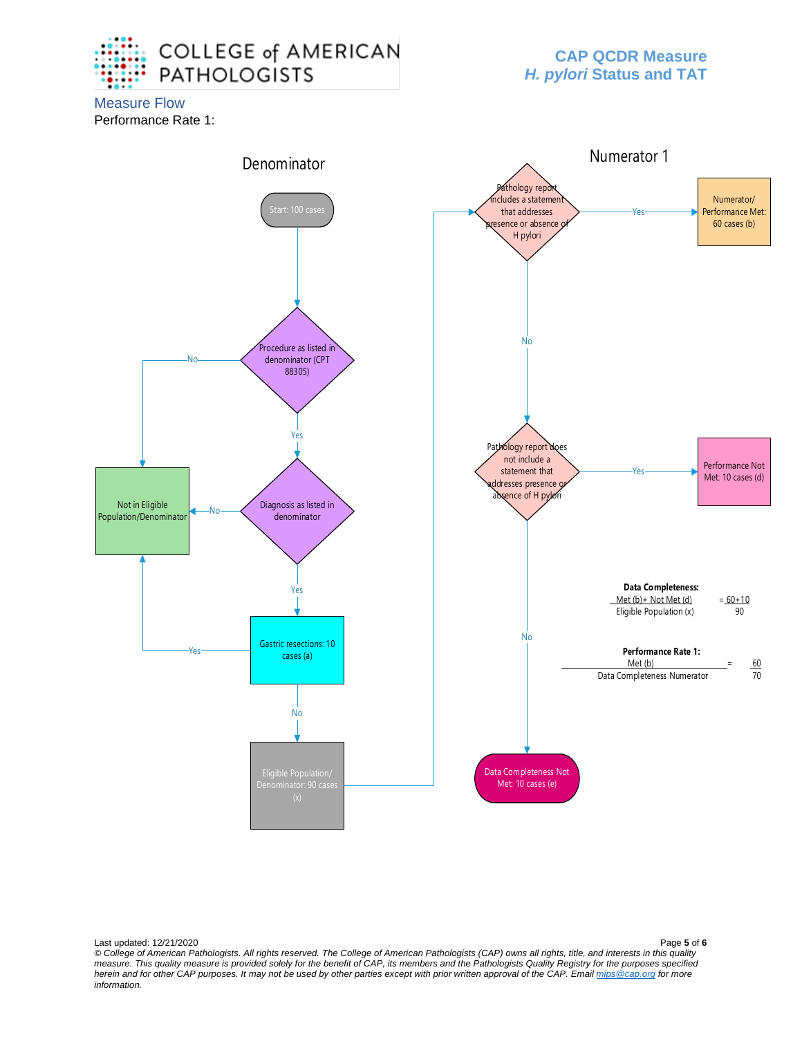## Measure Flow

Performance Rate 1:

### Denominator

Start: 100 cases

Procedure as listed in denominator (CPT 88305)
- No → Not in Eligible Population/Denominator
- Yes → Diagnosis as listed in denominator

Diagnosis as listed in denominator
- No → Not in Eligible Population/Denominator
- Yes → Gastric resections: 10 cases (a)

Gastric resections: 10 cases (a)
- Yes → Not in Eligible Population/Denominator
- No → Eligible Population/ Denominator: 90 cases (x)

### Numerator 1

Pathology report includes a statement that addresses presence or absence of H pylori
- Yes → Numerator/ Performance Met: 60 cases (b)
- No → Pathology report does not include a statement that addresses presence or absence of H pylori

Pathology report does not include a statement that addresses presence or absence of H pylori
- Yes → Performance Not Met: 10 cases (d)
- No → Data Completeness Not Met: 10 cases (e)

**Data Completeness:**

$$\frac{\text{Met (b)} + \text{Not Met (d)}}{\text{Eligible Population (x)}} = \frac{60+10}{90}$$

**Performance Rate 1:**

$$\frac{\text{Met (b)}}{\text{Data Completeness Numerator}} = \frac{60}{70}$$

Last updated: 12/21/2020

*© College of American Pathologists. All rights reserved. The College of American Pathologists (CAP) owns all rights, title, and interests in this quality measure. This quality measure is provided solely for the benefit of CAP, its members and the Pathologists Quality Registry for the purposes specified herein and for other CAP purposes. It may not be used by other parties except with prior written approval of the CAP. Email mips@cap.org for more information.*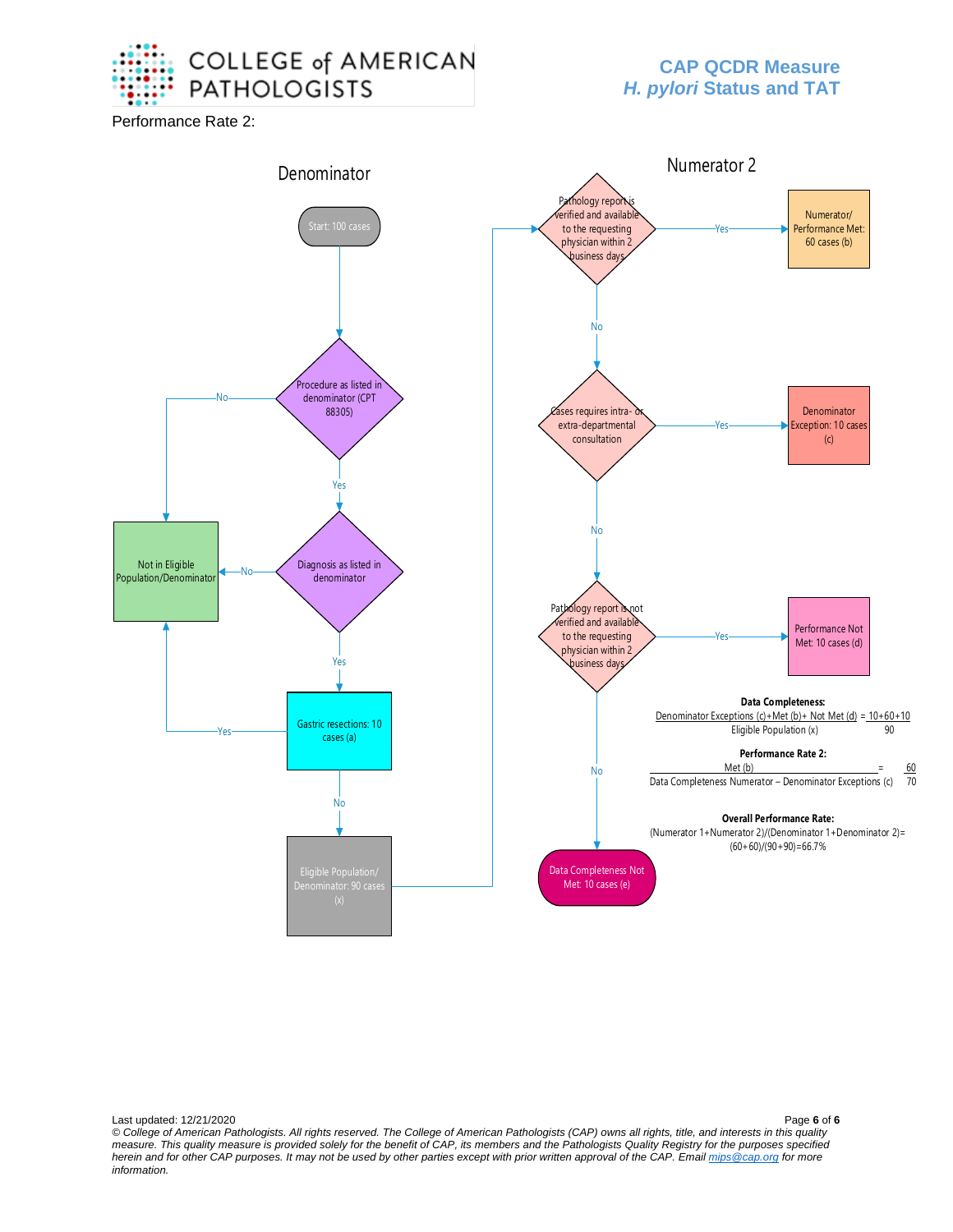Performance Rate 2:

Denominator

Start: 100 cases

Procedure as listed in denominator (CPT 88305)

No

Yes

Not in Eligible Population/Denominator

No

Diagnosis as listed in denominator

Yes

Yes

Gastric resections: 10 cases (a)

No

Eligible Population/ Denominator: 90 cases (x)

Numerator 2

Pathology report is verified and available to the requesting physician within 2 business days

Yes

Numerator/ Performance Met: 60 cases (b)

No

Cases requires intra- or extra-departmental consultation

Yes

Denominator Exception: 10 cases (c)

No

Pathology report is not verified and available to the requesting physician within 2 business days

Yes

Performance Not Met: 10 cases (d)

No

Data Completeness Not Met: 10 cases (e)

**Data Completeness:**

$$\frac{\text{Denominator Exceptions (c)+Met (b)+ Not Met (d)}}{\text{Eligible Population (x)}} = \frac{10+60+10}{90}$$

**Performance Rate 2:**

$$\frac{\text{Met (b)}}{\text{Data Completeness Numerator – Denominator Exceptions (c)}} = \frac{60}{70}$$

**Overall Performance Rate:**

(Numerator 1+Numerator 2)/(Denominator 1+Denominator 2)=
(60+60)/(90+90)=66.7%

Last updated: 12/21/2020

*© College of American Pathologists. All rights reserved. The College of American Pathologists (CAP) owns all rights, title, and interests in this quality measure. This quality measure is provided solely for the benefit of CAP, its members and the Pathologists Quality Registry for the purposes specified herein and for other CAP purposes. It may not be used by other parties except with prior written approval of the CAP. Email mips@cap.org for more information.*